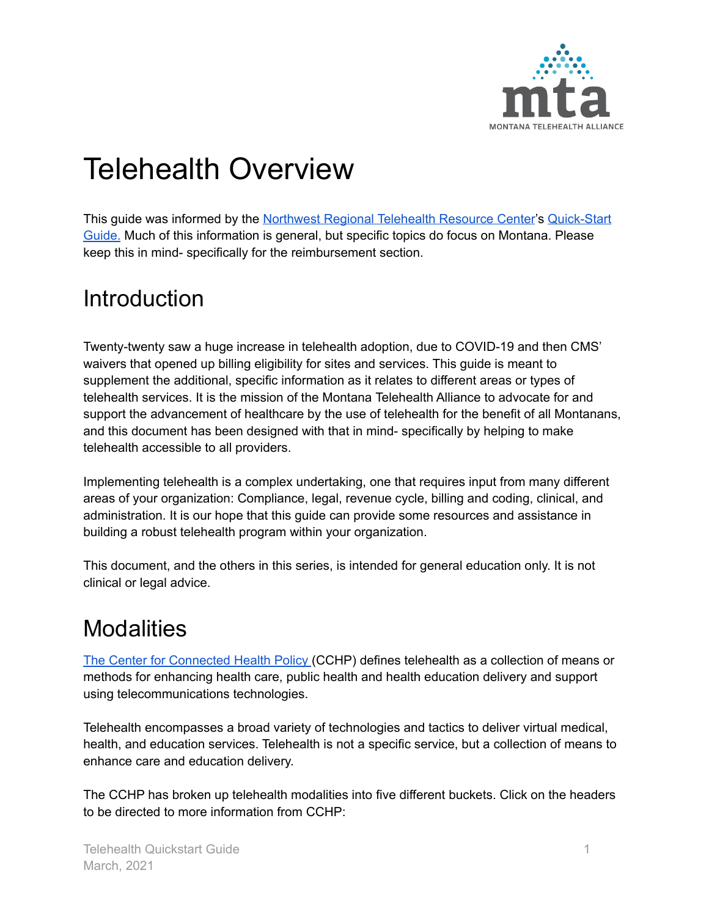# Telehealth Overview

This guide was informed by the Northwest Regional Telehealth Resource Center's Quick-Start Guide. Much of this information is general, but specific topics do focus on Montana. Please keep this in mind- specifically for the reimbursement section.

## Introduction

Twenty-twenty saw a huge increase in telehealth adoption, due to COVID-19 and then CMS' waivers that opened up billing eligibility for sites and services. This guide is meant to supplement the additional, specific information as it relates to different areas or types of telehealth services. It is the mission of the Montana Telehealth Alliance to advocate for and support the advancement of healthcare by the use of telehealth for the benefit of all Montanans, and this document has been designed with that in mind- specifically by helping to make telehealth accessible to all providers.

Implementing telehealth is a complex undertaking, one that requires input from many different areas of your organization: Compliance, legal, revenue cycle, billing and coding, clinical, and administration. It is our hope that this guide can provide some resources and assistance in building a robust telehealth program within your organization.

This document, and the others in this series, is intended for general education only. It is not clinical or legal advice.

## Modalities

The Center for Connected Health Policy (CCHP) defines telehealth as a collection of means or methods for enhancing health care, public health and health education delivery and support using telecommunications technologies.

Telehealth encompasses a broad variety of technologies and tactics to deliver virtual medical, health, and education services. Telehealth is not a specific service, but a collection of means to enhance care and education delivery.

The CCHP has broken up telehealth modalities into five different buckets. Click on the headers to be directed to more information from CCHP: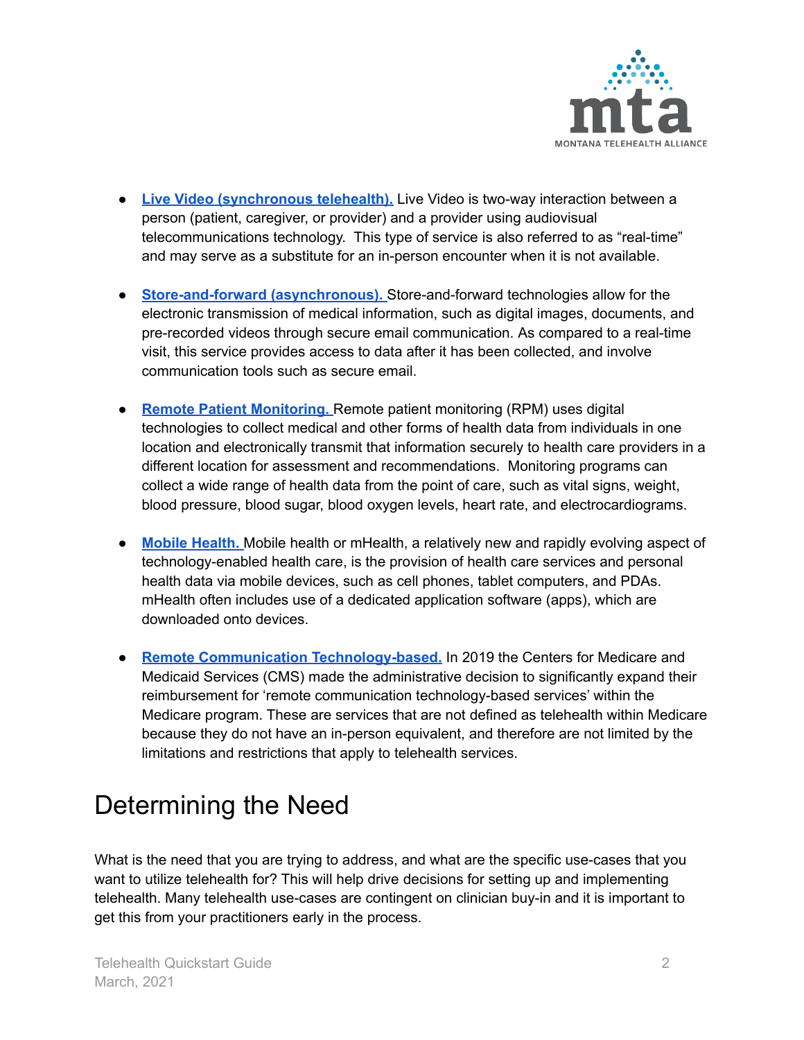- **Live Video (synchronous telehealth).** Live Video is two-way interaction between a person (patient, caregiver, or provider) and a provider using audiovisual telecommunications technology. This type of service is also referred to as "real-time" and may serve as a substitute for an in-person encounter when it is not available.

- **Store-and-forward (asynchronous).** Store-and-forward technologies allow for the electronic transmission of medical information, such as digital images, documents, and pre-recorded videos through secure email communication. As compared to a real-time visit, this service provides access to data after it has been collected, and involve communication tools such as secure email.

- **Remote Patient Monitoring.** Remote patient monitoring (RPM) uses digital technologies to collect medical and other forms of health data from individuals in one location and electronically transmit that information securely to health care providers in a different location for assessment and recommendations. Monitoring programs can collect a wide range of health data from the point of care, such as vital signs, weight, blood pressure, blood sugar, blood oxygen levels, heart rate, and electrocardiograms.

- **Mobile Health.** Mobile health or mHealth, a relatively new and rapidly evolving aspect of technology-enabled health care, is the provision of health care services and personal health data via mobile devices, such as cell phones, tablet computers, and PDAs. mHealth often includes use of a dedicated application software (apps), which are downloaded onto devices.

- **Remote Communication Technology-based.** In 2019 the Centers for Medicare and Medicaid Services (CMS) made the administrative decision to significantly expand their reimbursement for 'remote communication technology-based services' within the Medicare program. These are services that are not defined as telehealth within Medicare because they do not have an in-person equivalent, and therefore are not limited by the limitations and restrictions that apply to telehealth services.

# Determining the Need

What is the need that you are trying to address, and what are the specific use-cases that you want to utilize telehealth for? This will help drive decisions for setting up and implementing telehealth. Many telehealth use-cases are contingent on clinician buy-in and it is important to get this from your practitioners early in the process.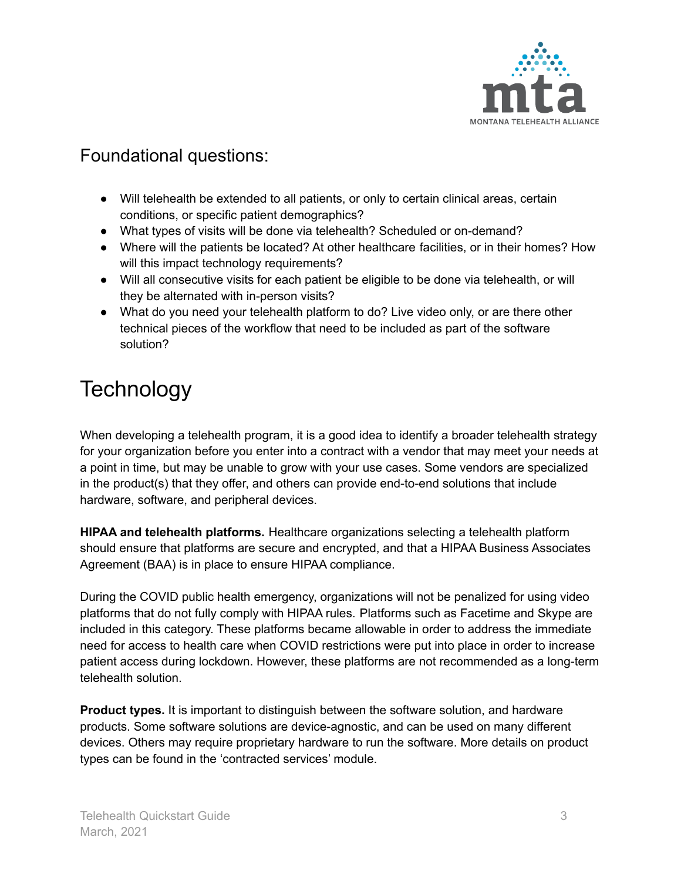## Foundational questions:

- Will telehealth be extended to all patients, or only to certain clinical areas, certain conditions, or specific patient demographics?
- What types of visits will be done via telehealth? Scheduled or on-demand?
- Where will the patients be located? At other healthcare facilities, or in their homes? How will this impact technology requirements?
- Will all consecutive visits for each patient be eligible to be done via telehealth, or will they be alternated with in-person visits?
- What do you need your telehealth platform to do? Live video only, or are there other technical pieces of the workflow that need to be included as part of the software solution?

# Technology

When developing a telehealth program, it is a good idea to identify a broader telehealth strategy for your organization before you enter into a contract with a vendor that may meet your needs at a point in time, but may be unable to grow with your use cases. Some vendors are specialized in the product(s) that they offer, and others can provide end-to-end solutions that include hardware, software, and peripheral devices.

**HIPAA and telehealth platforms.** Healthcare organizations selecting a telehealth platform should ensure that platforms are secure and encrypted, and that a HIPAA Business Associates Agreement (BAA) is in place to ensure HIPAA compliance.

During the COVID public health emergency, organizations will not be penalized for using video platforms that do not fully comply with HIPAA rules. Platforms such as Facetime and Skype are included in this category. These platforms became allowable in order to address the immediate need for access to health care when COVID restrictions were put into place in order to increase patient access during lockdown. However, these platforms are not recommended as a long-term telehealth solution.

**Product types.** It is important to distinguish between the software solution, and hardware products. Some software solutions are device-agnostic, and can be used on many different devices. Others may require proprietary hardware to run the software. More details on product types can be found in the 'contracted services' module.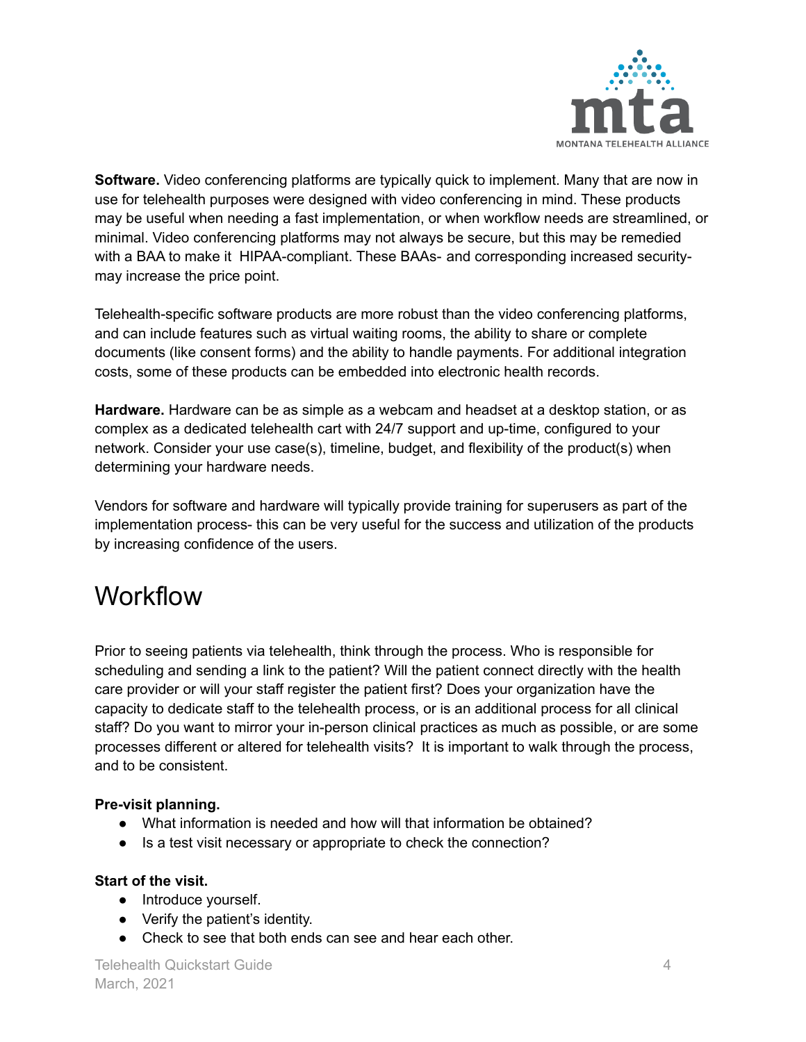**Software.** Video conferencing platforms are typically quick to implement. Many that are now in use for telehealth purposes were designed with video conferencing in mind. These products may be useful when needing a fast implementation, or when workflow needs are streamlined, or minimal. Video conferencing platforms may not always be secure, but this may be remedied with a BAA to make it HIPAA-compliant. These BAAs- and corresponding increased security- may increase the price point.

Telehealth-specific software products are more robust than the video conferencing platforms, and can include features such as virtual waiting rooms, the ability to share or complete documents (like consent forms) and the ability to handle payments. For additional integration costs, some of these products can be embedded into electronic health records.

**Hardware.** Hardware can be as simple as a webcam and headset at a desktop station, or as complex as a dedicated telehealth cart with 24/7 support and up-time, configured to your network. Consider your use case(s), timeline, budget, and flexibility of the product(s) when determining your hardware needs.

Vendors for software and hardware will typically provide training for superusers as part of the implementation process- this can be very useful for the success and utilization of the products by increasing confidence of the users.

# Workflow

Prior to seeing patients via telehealth, think through the process. Who is responsible for scheduling and sending a link to the patient? Will the patient connect directly with the health care provider or will your staff register the patient first? Does your organization have the capacity to dedicate staff to the telehealth process, or is an additional process for all clinical staff? Do you want to mirror your in-person clinical practices as much as possible, or are some processes different or altered for telehealth visits? It is important to walk through the process, and to be consistent.

**Pre-visit planning.**

- What information is needed and how will that information be obtained?
- Is a test visit necessary or appropriate to check the connection?

**Start of the visit.**

- Introduce yourself.
- Verify the patient's identity.
- Check to see that both ends can see and hear each other.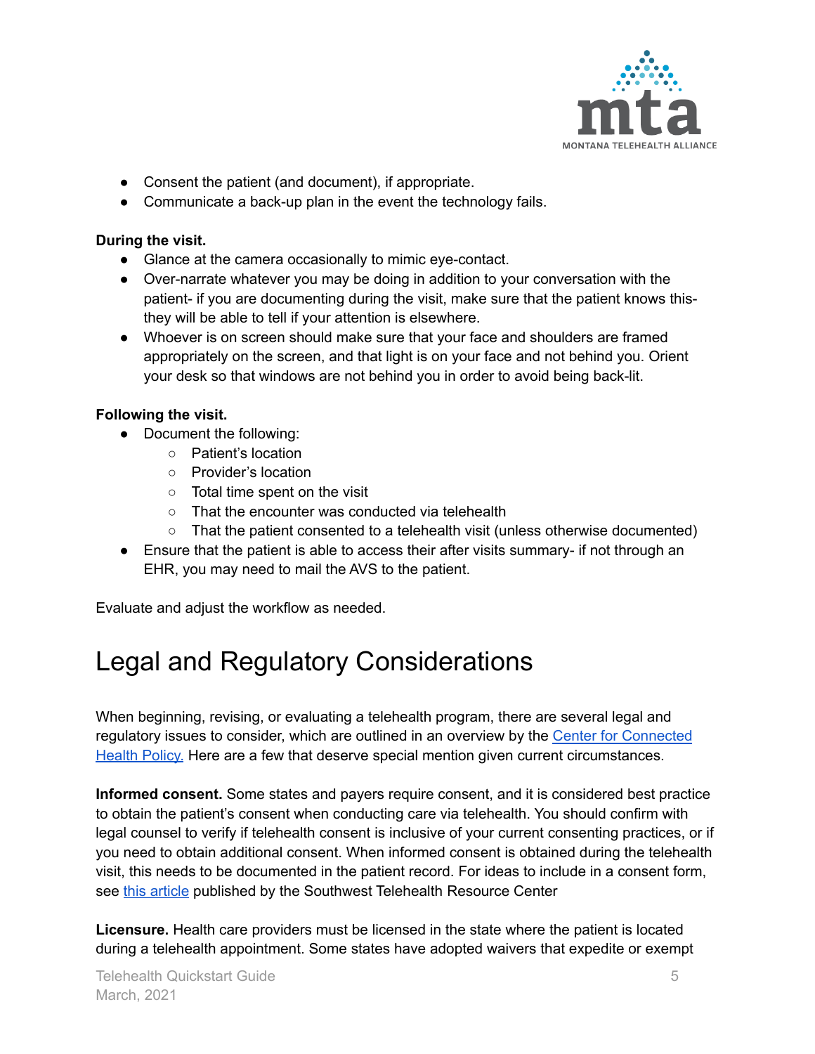- Consent the patient (and document), if appropriate.
- Communicate a back-up plan in the event the technology fails.

**During the visit.**

- Glance at the camera occasionally to mimic eye-contact.
- Over-narrate whatever you may be doing in addition to your conversation with the patient- if you are documenting during the visit, make sure that the patient knows this- they will be able to tell if your attention is elsewhere.
- Whoever is on screen should make sure that your face and shoulders are framed appropriately on the screen, and that light is on your face and not behind you. Orient your desk so that windows are not behind you in order to avoid being back-lit.

**Following the visit.**

- Document the following:
  - Patient's location
  - Provider's location
  - Total time spent on the visit
  - That the encounter was conducted via telehealth
  - That the patient consented to a telehealth visit (unless otherwise documented)
- Ensure that the patient is able to access their after visits summary- if not through an EHR, you may need to mail the AVS to the patient.

Evaluate and adjust the workflow as needed.

# Legal and Regulatory Considerations

When beginning, revising, or evaluating a telehealth program, there are several legal and regulatory issues to consider, which are outlined in an overview by the Center for Connected Health Policy. Here are a few that deserve special mention given current circumstances.

**Informed consent.** Some states and payers require consent, and it is considered best practice to obtain the patient's consent when conducting care via telehealth. You should confirm with legal counsel to verify if telehealth consent is inclusive of your current consenting practices, or if you need to obtain additional consent. When informed consent is obtained during the telehealth visit, this needs to be documented in the patient record. For ideas to include in a consent form, see this article published by the Southwest Telehealth Resource Center

**Licensure.** Health care providers must be licensed in the state where the patient is located during a telehealth appointment. Some states have adopted waivers that expedite or exempt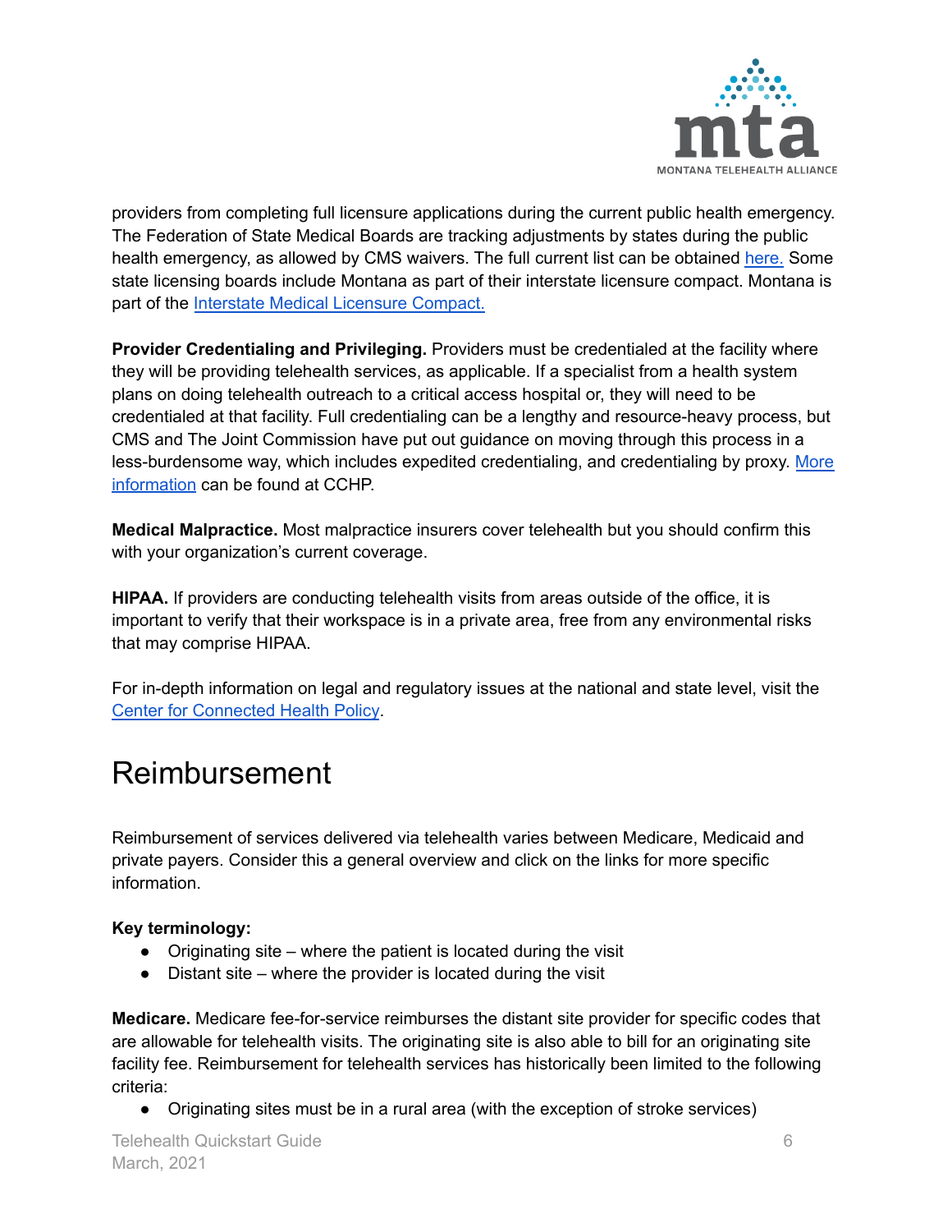providers from completing full licensure applications during the current public health emergency. The Federation of State Medical Boards are tracking adjustments by states during the public health emergency, as allowed by CMS waivers. The full current list can be obtained here. Some state licensing boards include Montana as part of their interstate licensure compact. Montana is part of the Interstate Medical Licensure Compact.

**Provider Credentialing and Privileging.** Providers must be credentialed at the facility where they will be providing telehealth services, as applicable. If a specialist from a health system plans on doing telehealth outreach to a critical access hospital or, they will need to be credentialed at that facility. Full credentialing can be a lengthy and resource-heavy process, but CMS and The Joint Commission have put out guidance on moving through this process in a less-burdensome way, which includes expedited credentialing, and credentialing by proxy. More information can be found at CCHP.

**Medical Malpractice.** Most malpractice insurers cover telehealth but you should confirm this with your organization's current coverage.

**HIPAA.** If providers are conducting telehealth visits from areas outside of the office, it is important to verify that their workspace is in a private area, free from any environmental risks that may comprise HIPAA.

For in-depth information on legal and regulatory issues at the national and state level, visit the Center for Connected Health Policy.

# Reimbursement

Reimbursement of services delivered via telehealth varies between Medicare, Medicaid and private payers. Consider this a general overview and click on the links for more specific information.

**Key terminology:**

- Originating site – where the patient is located during the visit
- Distant site – where the provider is located during the visit

**Medicare.** Medicare fee-for-service reimburses the distant site provider for specific codes that are allowable for telehealth visits. The originating site is also able to bill for an originating site facility fee. Reimbursement for telehealth services has historically been limited to the following criteria:

- Originating sites must be in a rural area (with the exception of stroke services)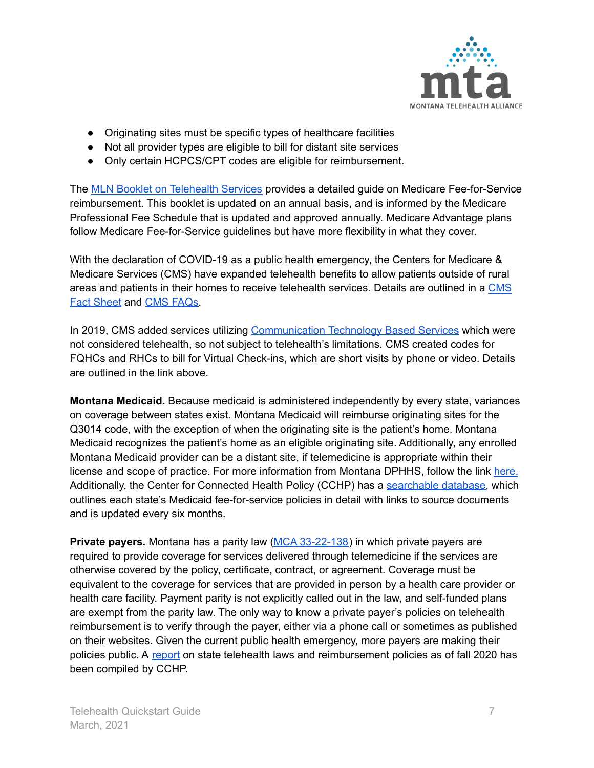- Originating sites must be specific types of healthcare facilities
- Not all provider types are eligible to bill for distant site services
- Only certain HCPCS/CPT codes are eligible for reimbursement.

The MLN Booklet on Telehealth Services provides a detailed guide on Medicare Fee-for-Service reimbursement. This booklet is updated on an annual basis, and is informed by the Medicare Professional Fee Schedule that is updated and approved annually. Medicare Advantage plans follow Medicare Fee-for-Service guidelines but have more flexibility in what they cover.

With the declaration of COVID-19 as a public health emergency, the Centers for Medicare & Medicare Services (CMS) have expanded telehealth benefits to allow patients outside of rural areas and patients in their homes to receive telehealth services. Details are outlined in a CMS Fact Sheet and CMS FAQs.

In 2019, CMS added services utilizing Communication Technology Based Services which were not considered telehealth, so not subject to telehealth's limitations. CMS created codes for FQHCs and RHCs to bill for Virtual Check-ins, which are short visits by phone or video. Details are outlined in the link above.

**Montana Medicaid.** Because medicaid is administered independently by every state, variances on coverage between states exist. Montana Medicaid will reimburse originating sites for the Q3014 code, with the exception of when the originating site is the patient's home. Montana Medicaid recognizes the patient's home as an eligible originating site. Additionally, any enrolled Montana Medicaid provider can be a distant site, if telemedicine is appropriate within their license and scope of practice. For more information from Montana DPHHS, follow the link here. Additionally, the Center for Connected Health Policy (CCHP) has a searchable database, which outlines each state's Medicaid fee-for-service policies in detail with links to source documents and is updated every six months.

**Private payers.** Montana has a parity law (MCA 33-22-138) in which private payers are required to provide coverage for services delivered through telemedicine if the services are otherwise covered by the policy, certificate, contract, or agreement. Coverage must be equivalent to the coverage for services that are provided in person by a health care provider or health care facility. Payment parity is not explicitly called out in the law, and self-funded plans are exempt from the parity law. The only way to know a private payer's policies on telehealth reimbursement is to verify through the payer, either via a phone call or sometimes as published on their websites. Given the current public health emergency, more payers are making their policies public. A report on state telehealth laws and reimbursement policies as of fall 2020 has been compiled by CCHP.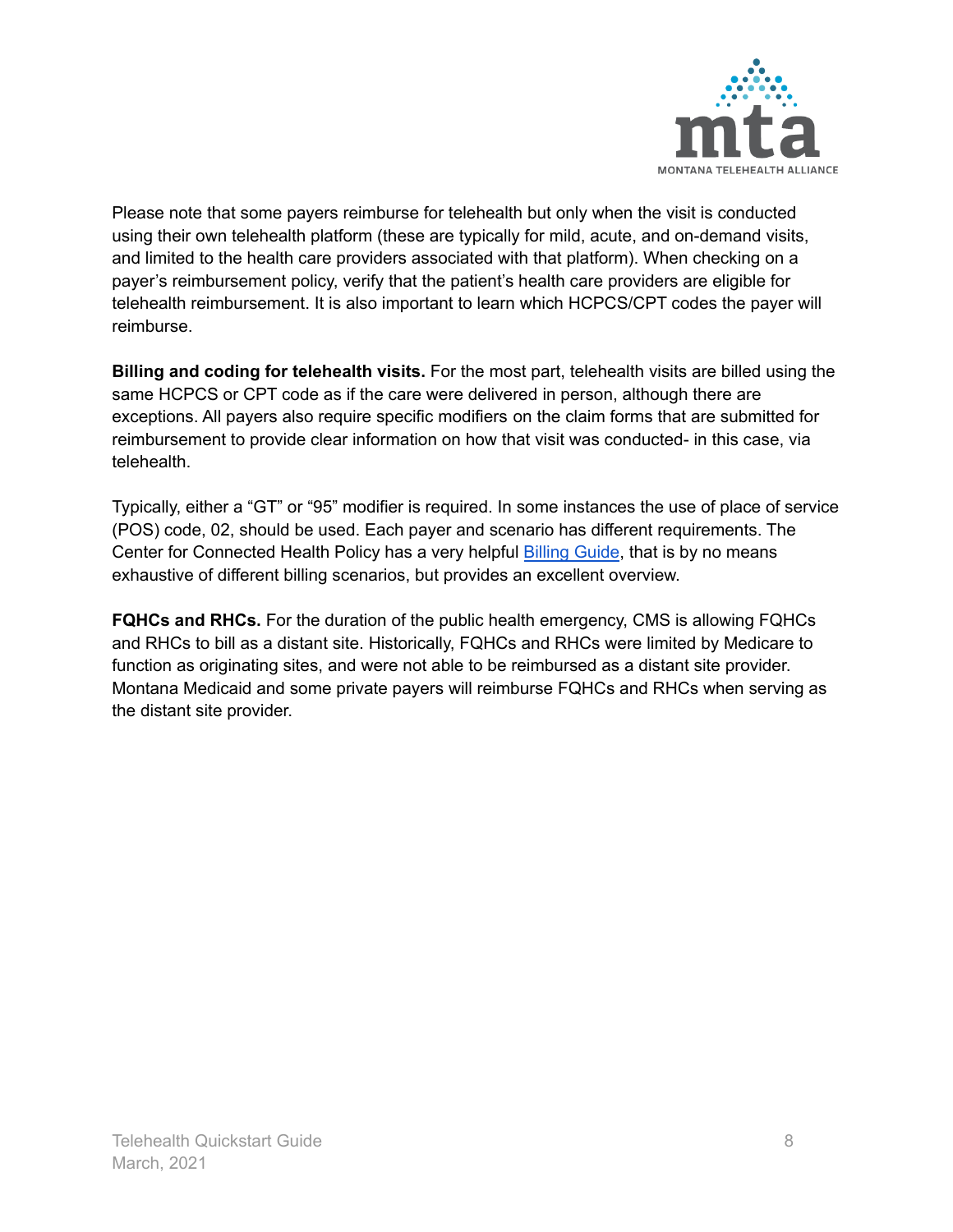Please note that some payers reimburse for telehealth but only when the visit is conducted using their own telehealth platform (these are typically for mild, acute, and on-demand visits, and limited to the health care providers associated with that platform). When checking on a payer's reimbursement policy, verify that the patient's health care providers are eligible for telehealth reimbursement. It is also important to learn which HCPCS/CPT codes the payer will reimburse.

**Billing and coding for telehealth visits.** For the most part, telehealth visits are billed using the same HCPCS or CPT code as if the care were delivered in person, although there are exceptions. All payers also require specific modifiers on the claim forms that are submitted for reimbursement to provide clear information on how that visit was conducted- in this case, via telehealth.

Typically, either a "GT" or "95" modifier is required. In some instances the use of place of service (POS) code, 02, should be used. Each payer and scenario has different requirements. The Center for Connected Health Policy has a very helpful Billing Guide, that is by no means exhaustive of different billing scenarios, but provides an excellent overview.

**FQHCs and RHCs.** For the duration of the public health emergency, CMS is allowing FQHCs and RHCs to bill as a distant site. Historically, FQHCs and RHCs were limited by Medicare to function as originating sites, and were not able to be reimbursed as a distant site provider. Montana Medicaid and some private payers will reimburse FQHCs and RHCs when serving as the distant site provider.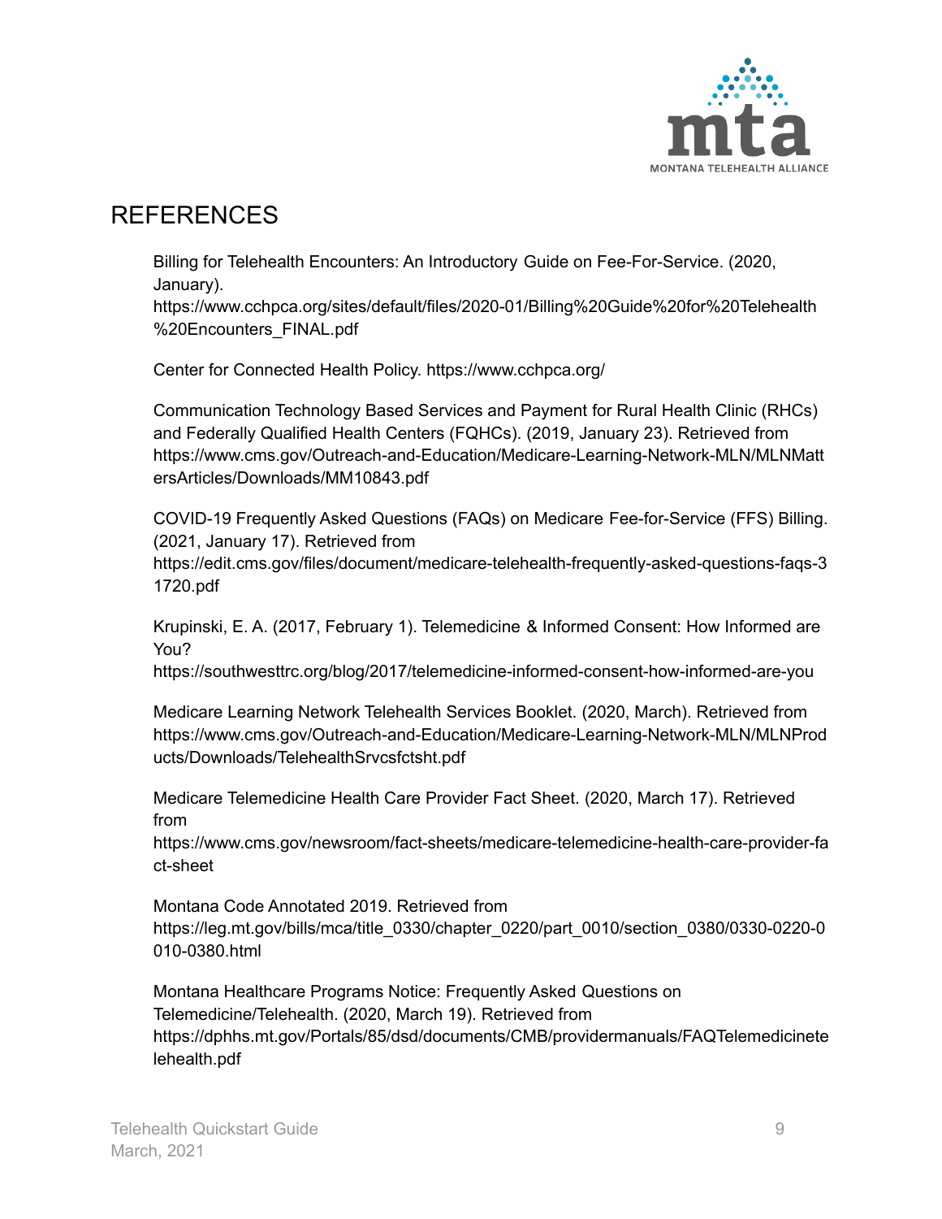## REFERENCES

Billing for Telehealth Encounters: An Introductory Guide on Fee-For-Service. (2020, January). https://www.cchpca.org/sites/default/files/2020-01/Billing%20Guide%20for%20Telehealth%20Encounters_FINAL.pdf

Center for Connected Health Policy. https://www.cchpca.org/

Communication Technology Based Services and Payment for Rural Health Clinic (RHCs) and Federally Qualified Health Centers (FQHCs). (2019, January 23). Retrieved from https://www.cms.gov/Outreach-and-Education/Medicare-Learning-Network-MLN/MLNMattersArticles/Downloads/MM10843.pdf

COVID-19 Frequently Asked Questions (FAQs) on Medicare Fee-for-Service (FFS) Billing. (2021, January 17). Retrieved from https://edit.cms.gov/files/document/medicare-telehealth-frequently-asked-questions-faqs-31720.pdf

Krupinski, E. A. (2017, February 1). Telemedicine & Informed Consent: How Informed are You? https://southwesttrc.org/blog/2017/telemedicine-informed-consent-how-informed-are-you

Medicare Learning Network Telehealth Services Booklet. (2020, March). Retrieved from https://www.cms.gov/Outreach-and-Education/Medicare-Learning-Network-MLN/MLNProducts/Downloads/TelehealthSrvcsfctsht.pdf

Medicare Telemedicine Health Care Provider Fact Sheet. (2020, March 17). Retrieved from https://www.cms.gov/newsroom/fact-sheets/medicare-telemedicine-health-care-provider-fact-sheet

Montana Code Annotated 2019. Retrieved from https://leg.mt.gov/bills/mca/title_0330/chapter_0220/part_0010/section_0380/0330-0220-0010-0380.html

Montana Healthcare Programs Notice: Frequently Asked Questions on Telemedicine/Telehealth. (2020, March 19). Retrieved from https://dphhs.mt.gov/Portals/85/dsd/documents/CMB/providermanuals/FAQTelemedicinetelehealth.pdf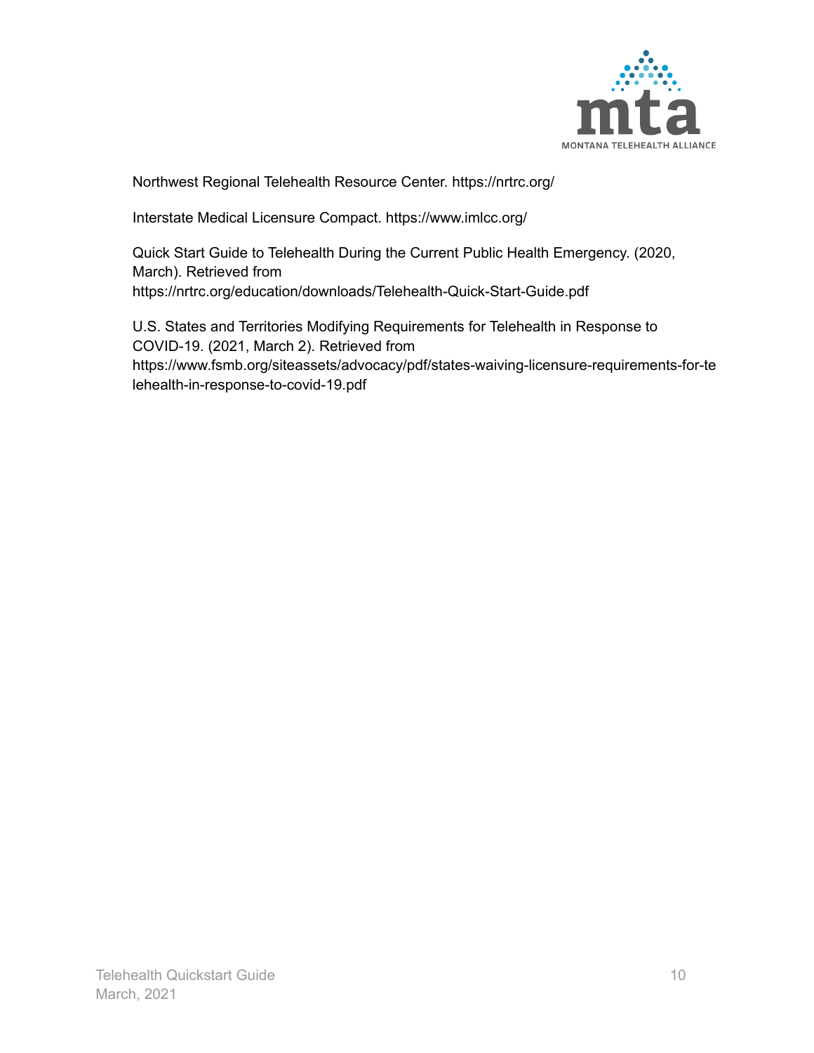Northwest Regional Telehealth Resource Center. https://nrtrc.org/

Interstate Medical Licensure Compact. https://www.imlcc.org/

Quick Start Guide to Telehealth During the Current Public Health Emergency. (2020, March). Retrieved from https://nrtrc.org/education/downloads/Telehealth-Quick-Start-Guide.pdf

U.S. States and Territories Modifying Requirements for Telehealth in Response to COVID-19. (2021, March 2). Retrieved from https://www.fsmb.org/siteassets/advocacy/pdf/states-waiving-licensure-requirements-for-telehealth-in-response-to-covid-19.pdf